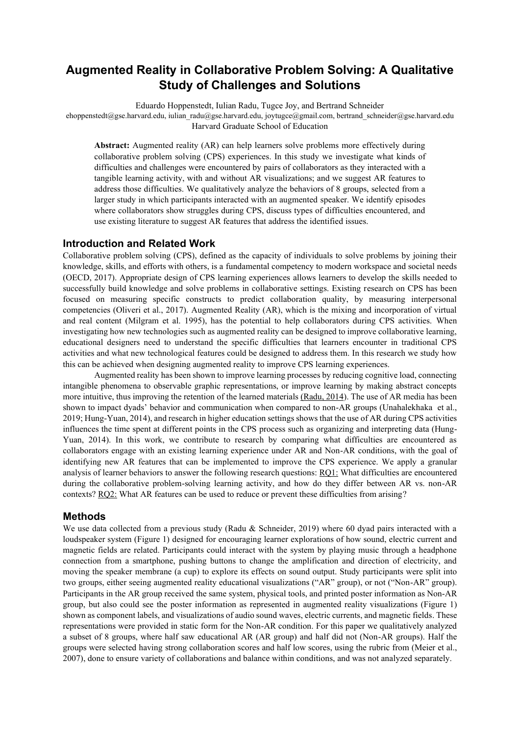# Augmented Reality in Collaborative Problem Solving: A Qualitative Study of Challenges and Solutions

Eduardo Hoppenstedt, Iulian Radu, Tugce Joy, and Bertrand Schneider
ehoppenstedt@gse.harvard.edu, iulian_radu@gse.harvard.edu, joytugce@gmail.com, bertrand_schneider@gse.harvard.edu
Harvard Graduate School of Education

**Abstract:** Augmented reality (AR) can help learners solve problems more effectively during collaborative problem solving (CPS) experiences. In this study we investigate what kinds of difficulties and challenges were encountered by pairs of collaborators as they interacted with a tangible learning activity, with and without AR visualizations; and we suggest AR features to address those difficulties. We qualitatively analyze the behaviors of 8 groups, selected from a larger study in which participants interacted with an augmented speaker. We identify episodes where collaborators show struggles during CPS, discuss types of difficulties encountered, and use existing literature to suggest AR features that address the identified issues.

## Introduction and Related Work

Collaborative problem solving (CPS), defined as the capacity of individuals to solve problems by joining their knowledge, skills, and efforts with others, is a fundamental competency to modern workspace and societal needs (OECD, 2017). Appropriate design of CPS learning experiences allows learners to develop the skills needed to successfully build knowledge and solve problems in collaborative settings. Existing research on CPS has been focused on measuring specific constructs to predict collaboration quality, by measuring interpersonal competencies (Oliveri et al., 2017). Augmented Reality (AR), which is the mixing and incorporation of virtual and real content (Milgram et al. 1995), has the potential to help collaborators during CPS activities. When investigating how new technologies such as augmented reality can be designed to improve collaborative learning, educational designers need to understand the specific difficulties that learners encounter in traditional CPS activities and what new technological features could be designed to address them. In this research we study how this can be achieved when designing augmented reality to improve CPS learning experiences.

Augmented reality has been shown to improve learning processes by reducing cognitive load, connecting intangible phenomena to observable graphic representations, or improve learning by making abstract concepts more intuitive, thus improving the retention of the learned materials (Radu, 2014). The use of AR media has been shown to impact dyads' behavior and communication when compared to non-AR groups (Unahalekhaka et al., 2019; Hung-Yuan, 2014), and research in higher education settings shows that the use of AR during CPS activities influences the time spent at different points in the CPS process such as organizing and interpreting data (Hung-Yuan, 2014). In this work, we contribute to research by comparing what difficulties are encountered as collaborators engage with an existing learning experience under AR and Non-AR conditions, with the goal of identifying new AR features that can be implemented to improve the CPS experience. We apply a granular analysis of learner behaviors to answer the following research questions: RQ1: What difficulties are encountered during the collaborative problem-solving learning activity, and how do they differ between AR vs. non-AR contexts? RQ2: What AR features can be used to reduce or prevent these difficulties from arising?

## Methods

We use data collected from a previous study (Radu & Schneider, 2019) where 60 dyad pairs interacted with a loudspeaker system (Figure 1) designed for encouraging learner explorations of how sound, electric current and magnetic fields are related. Participants could interact with the system by playing music through a headphone connection from a smartphone, pushing buttons to change the amplification and direction of electricity, and moving the speaker membrane (a cup) to explore its effects on sound output. Study participants were split into two groups, either seeing augmented reality educational visualizations ("AR" group), or not ("Non-AR" group). Participants in the AR group received the same system, physical tools, and printed poster information as Non-AR group, but also could see the poster information as represented in augmented reality visualizations (Figure 1) shown as component labels, and visualizations of audio sound waves, electric currents, and magnetic fields. These representations were provided in static form for the Non-AR condition. For this paper we qualitatively analyzed a subset of 8 groups, where half saw educational AR (AR group) and half did not (Non-AR groups). Half the groups were selected having strong collaboration scores and half low scores, using the rubric from (Meier et al., 2007), done to ensure variety of collaborations and balance within conditions, and was not analyzed separately.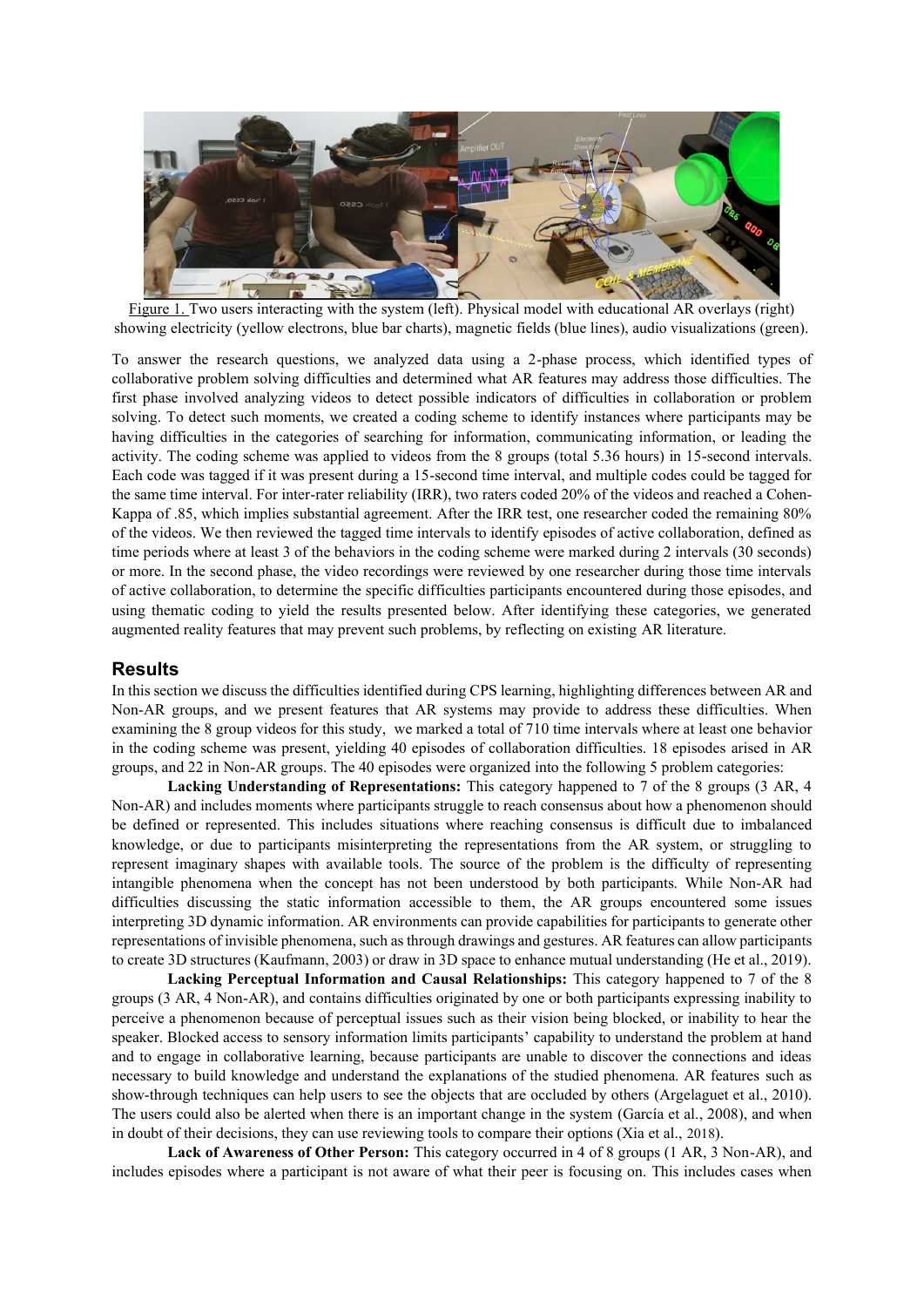Figure 1. Two users interacting with the system (left). Physical model with educational AR overlays (right) showing electricity (yellow electrons, blue bar charts), magnetic fields (blue lines), audio visualizations (green).

To answer the research questions, we analyzed data using a 2-phase process, which identified types of collaborative problem solving difficulties and determined what AR features may address those difficulties. The first phase involved analyzing videos to detect possible indicators of difficulties in collaboration or problem solving. To detect such moments, we created a coding scheme to identify instances where participants may be having difficulties in the categories of searching for information, communicating information, or leading the activity. The coding scheme was applied to videos from the 8 groups (total 5.36 hours) in 15-second intervals. Each code was tagged if it was present during a 15-second time interval, and multiple codes could be tagged for the same time interval. For inter-rater reliability (IRR), two raters coded 20% of the videos and reached a Cohen-Kappa of .85, which implies substantial agreement. After the IRR test, one researcher coded the remaining 80% of the videos. We then reviewed the tagged time intervals to identify episodes of active collaboration, defined as time periods where at least 3 of the behaviors in the coding scheme were marked during 2 intervals (30 seconds) or more. In the second phase, the video recordings were reviewed by one researcher during those time intervals of active collaboration, to determine the specific difficulties participants encountered during those episodes, and using thematic coding to yield the results presented below. After identifying these categories, we generated augmented reality features that may prevent such problems, by reflecting on existing AR literature.

## Results

In this section we discuss the difficulties identified during CPS learning, highlighting differences between AR and Non-AR groups, and we present features that AR systems may provide to address these difficulties. When examining the 8 group videos for this study, we marked a total of 710 time intervals where at least one behavior in the coding scheme was present, yielding 40 episodes of collaboration difficulties. 18 episodes arised in AR groups, and 22 in Non-AR groups. The 40 episodes were organized into the following 5 problem categories:

**Lacking Understanding of Representations:** This category happened to 7 of the 8 groups (3 AR, 4 Non-AR) and includes moments where participants struggle to reach consensus about how a phenomenon should be defined or represented. This includes situations where reaching consensus is difficult due to imbalanced knowledge, or due to participants misinterpreting the representations from the AR system, or struggling to represent imaginary shapes with available tools. The source of the problem is the difficulty of representing intangible phenomena when the concept has not been understood by both participants. While Non-AR had difficulties discussing the static information accessible to them, the AR groups encountered some issues interpreting 3D dynamic information. AR environments can provide capabilities for participants to generate other representations of invisible phenomena, such as through drawings and gestures. AR features can allow participants to create 3D structures (Kaufmann, 2003) or draw in 3D space to enhance mutual understanding (He et al., 2019).

**Lacking Perceptual Information and Causal Relationships:** This category happened to 7 of the 8 groups (3 AR, 4 Non-AR), and contains difficulties originated by one or both participants expressing inability to perceive a phenomenon because of perceptual issues such as their vision being blocked, or inability to hear the speaker. Blocked access to sensory information limits participants' capability to understand the problem at hand and to engage in collaborative learning, because participants are unable to discover the connections and ideas necessary to build knowledge and understand the explanations of the studied phenomena. AR features such as show-through techniques can help users to see the objects that are occluded by others (Argelaguet et al., 2010). The users could also be alerted when there is an important change in the system (García et al., 2008), and when in doubt of their decisions, they can use reviewing tools to compare their options (Xia et al., 2018).

**Lack of Awareness of Other Person:** This category occurred in 4 of 8 groups (1 AR, 3 Non-AR), and includes episodes where a participant is not aware of what their peer is focusing on. This includes cases when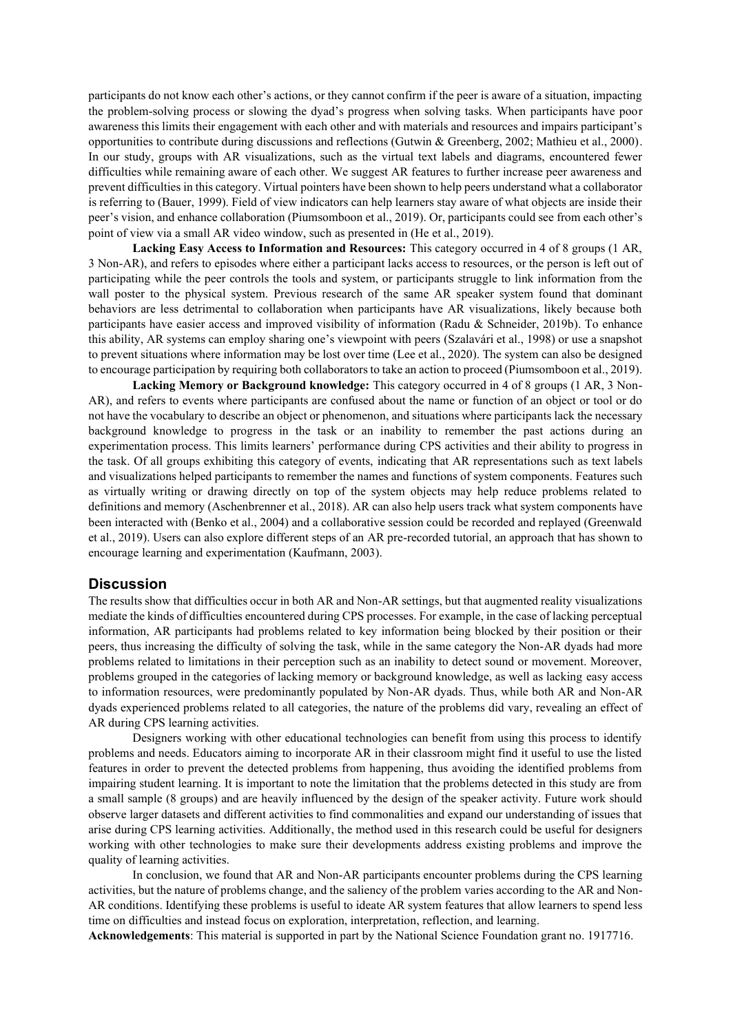participants do not know each other's actions, or they cannot confirm if the peer is aware of a situation, impacting the problem-solving process or slowing the dyad's progress when solving tasks. When participants have poor awareness this limits their engagement with each other and with materials and resources and impairs participant's opportunities to contribute during discussions and reflections (Gutwin & Greenberg, 2002; Mathieu et al., 2000). In our study, groups with AR visualizations, such as the virtual text labels and diagrams, encountered fewer difficulties while remaining aware of each other. We suggest AR features to further increase peer awareness and prevent difficulties in this category. Virtual pointers have been shown to help peers understand what a collaborator is referring to (Bauer, 1999). Field of view indicators can help learners stay aware of what objects are inside their peer's vision, and enhance collaboration (Piumsomboon et al., 2019). Or, participants could see from each other's point of view via a small AR video window, such as presented in (He et al., 2019).

**Lacking Easy Access to Information and Resources:** This category occurred in 4 of 8 groups (1 AR, 3 Non-AR), and refers to episodes where either a participant lacks access to resources, or the person is left out of participating while the peer controls the tools and system, or participants struggle to link information from the wall poster to the physical system. Previous research of the same AR speaker system found that dominant behaviors are less detrimental to collaboration when participants have AR visualizations, likely because both participants have easier access and improved visibility of information (Radu & Schneider, 2019b). To enhance this ability, AR systems can employ sharing one's viewpoint with peers (Szalavári et al., 1998) or use a snapshot to prevent situations where information may be lost over time (Lee et al., 2020). The system can also be designed to encourage participation by requiring both collaborators to take an action to proceed (Piumsomboon et al., 2019).

**Lacking Memory or Background knowledge:** This category occurred in 4 of 8 groups (1 AR, 3 Non-AR), and refers to events where participants are confused about the name or function of an object or tool or do not have the vocabulary to describe an object or phenomenon, and situations where participants lack the necessary background knowledge to progress in the task or an inability to remember the past actions during an experimentation process. This limits learners' performance during CPS activities and their ability to progress in the task. Of all groups exhibiting this category of events, indicating that AR representations such as text labels and visualizations helped participants to remember the names and functions of system components. Features such as virtually writing or drawing directly on top of the system objects may help reduce problems related to definitions and memory (Aschenbrenner et al., 2018). AR can also help users track what system components have been interacted with (Benko et al., 2004) and a collaborative session could be recorded and replayed (Greenwald et al., 2019). Users can also explore different steps of an AR pre-recorded tutorial, an approach that has shown to encourage learning and experimentation (Kaufmann, 2003).

## Discussion

The results show that difficulties occur in both AR and Non-AR settings, but that augmented reality visualizations mediate the kinds of difficulties encountered during CPS processes. For example, in the case of lacking perceptual information, AR participants had problems related to key information being blocked by their position or their peers, thus increasing the difficulty of solving the task, while in the same category the Non-AR dyads had more problems related to limitations in their perception such as an inability to detect sound or movement. Moreover, problems grouped in the categories of lacking memory or background knowledge, as well as lacking easy access to information resources, were predominantly populated by Non-AR dyads. Thus, while both AR and Non-AR dyads experienced problems related to all categories, the nature of the problems did vary, revealing an effect of AR during CPS learning activities.

Designers working with other educational technologies can benefit from using this process to identify problems and needs. Educators aiming to incorporate AR in their classroom might find it useful to use the listed features in order to prevent the detected problems from happening, thus avoiding the identified problems from impairing student learning. It is important to note the limitation that the problems detected in this study are from a small sample (8 groups) and are heavily influenced by the design of the speaker activity. Future work should observe larger datasets and different activities to find commonalities and expand our understanding of issues that arise during CPS learning activities. Additionally, the method used in this research could be useful for designers working with other technologies to make sure their developments address existing problems and improve the quality of learning activities.

In conclusion, we found that AR and Non-AR participants encounter problems during the CPS learning activities, but the nature of problems change, and the saliency of the problem varies according to the AR and Non-AR conditions. Identifying these problems is useful to ideate AR system features that allow learners to spend less time on difficulties and instead focus on exploration, interpretation, reflection, and learning.

**Acknowledgements**: This material is supported in part by the National Science Foundation grant no. 1917716.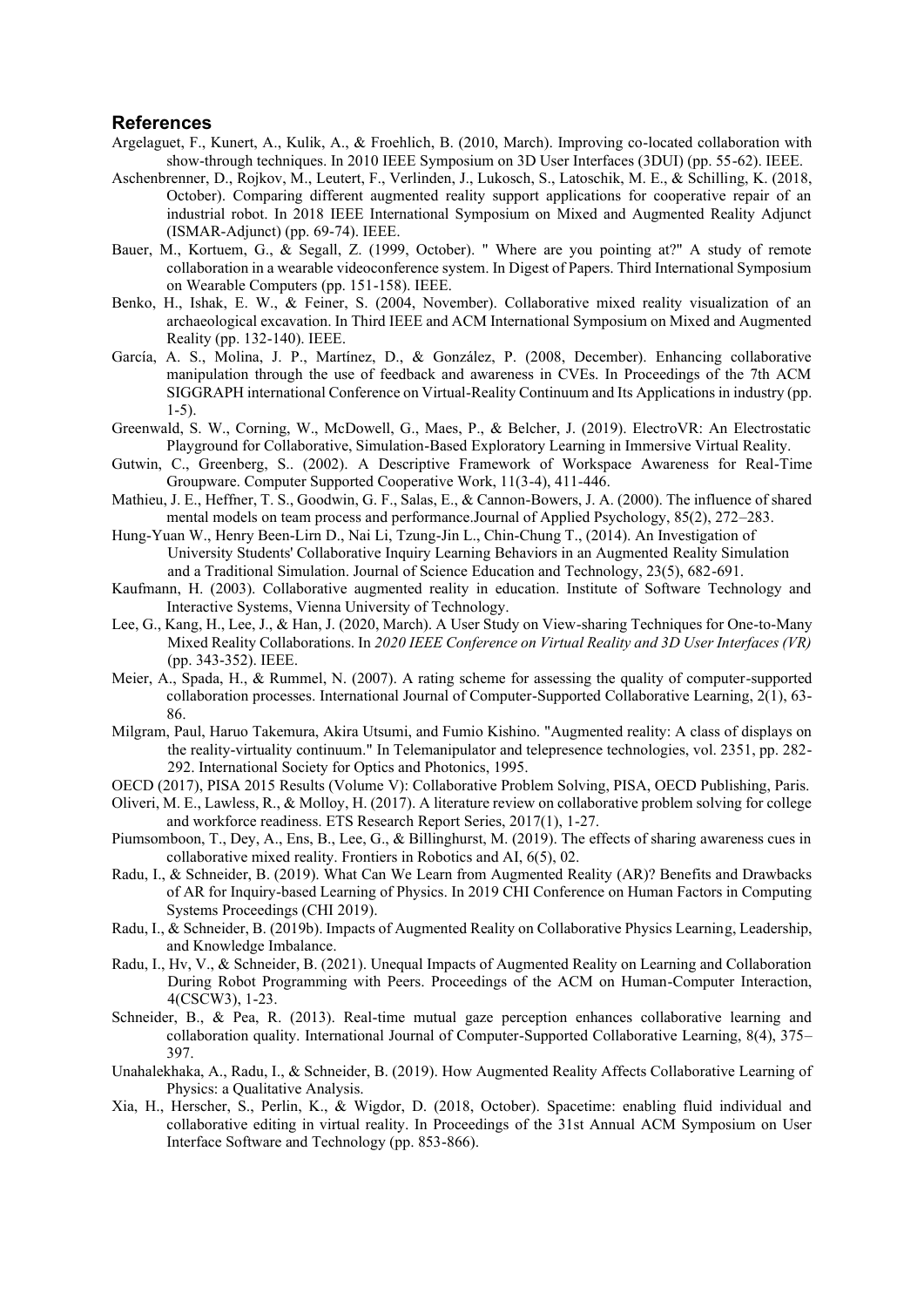## References

Argelaguet, F., Kunert, A., Kulik, A., & Froehlich, B. (2010, March). Improving co-located collaboration with show-through techniques. In 2010 IEEE Symposium on 3D User Interfaces (3DUI) (pp. 55-62). IEEE.

Aschenbrenner, D., Rojkov, M., Leutert, F., Verlinden, J., Lukosch, S., Latoschik, M. E., & Schilling, K. (2018, October). Comparing different augmented reality support applications for cooperative repair of an industrial robot. In 2018 IEEE International Symposium on Mixed and Augmented Reality Adjunct (ISMAR-Adjunct) (pp. 69-74). IEEE.

Bauer, M., Kortuem, G., & Segall, Z. (1999, October). " Where are you pointing at?" A study of remote collaboration in a wearable videoconference system. In Digest of Papers. Third International Symposium on Wearable Computers (pp. 151-158). IEEE.

Benko, H., Ishak, E. W., & Feiner, S. (2004, November). Collaborative mixed reality visualization of an archaeological excavation. In Third IEEE and ACM International Symposium on Mixed and Augmented Reality (pp. 132-140). IEEE.

García, A. S., Molina, J. P., Martínez, D., & González, P. (2008, December). Enhancing collaborative manipulation through the use of feedback and awareness in CVEs. In Proceedings of the 7th ACM SIGGRAPH international Conference on Virtual-Reality Continuum and Its Applications in industry (pp. 1-5).

Greenwald, S. W., Corning, W., McDowell, G., Maes, P., & Belcher, J. (2019). ElectroVR: An Electrostatic Playground for Collaborative, Simulation-Based Exploratory Learning in Immersive Virtual Reality.

Gutwin, C., Greenberg, S.. (2002). A Descriptive Framework of Workspace Awareness for Real-Time Groupware. Computer Supported Cooperative Work, 11(3-4), 411-446.

Mathieu, J. E., Heffner, T. S., Goodwin, G. F., Salas, E., & Cannon-Bowers, J. A. (2000). The influence of shared mental models on team process and performance.Journal of Applied Psychology, 85(2), 272–283.

Hung-Yuan W., Henry Been-Lirn D., Nai Li, Tzung-Jin L., Chin-Chung T., (2014). An Investigation of University Students' Collaborative Inquiry Learning Behaviors in an Augmented Reality Simulation and a Traditional Simulation. Journal of Science Education and Technology, 23(5), 682-691.

Kaufmann, H. (2003). Collaborative augmented reality in education. Institute of Software Technology and Interactive Systems, Vienna University of Technology.

Lee, G., Kang, H., Lee, J., & Han, J. (2020, March). A User Study on View-sharing Techniques for One-to-Many Mixed Reality Collaborations. In *2020 IEEE Conference on Virtual Reality and 3D User Interfaces (VR)* (pp. 343-352). IEEE.

Meier, A., Spada, H., & Rummel, N. (2007). A rating scheme for assessing the quality of computer-supported collaboration processes. International Journal of Computer-Supported Collaborative Learning, 2(1), 63-86.

Milgram, Paul, Haruo Takemura, Akira Utsumi, and Fumio Kishino. "Augmented reality: A class of displays on the reality-virtuality continuum." In Telemanipulator and telepresence technologies, vol. 2351, pp. 282-292. International Society for Optics and Photonics, 1995.

OECD (2017), PISA 2015 Results (Volume V): Collaborative Problem Solving, PISA, OECD Publishing, Paris.

Oliveri, M. E., Lawless, R., & Molloy, H. (2017). A literature review on collaborative problem solving for college and workforce readiness. ETS Research Report Series, 2017(1), 1-27.

Piumsomboon, T., Dey, A., Ens, B., Lee, G., & Billinghurst, M. (2019). The effects of sharing awareness cues in collaborative mixed reality. Frontiers in Robotics and AI, 6(5), 02.

Radu, I., & Schneider, B. (2019). What Can We Learn from Augmented Reality (AR)? Benefits and Drawbacks of AR for Inquiry-based Learning of Physics. In 2019 CHI Conference on Human Factors in Computing Systems Proceedings (CHI 2019).

Radu, I., & Schneider, B. (2019b). Impacts of Augmented Reality on Collaborative Physics Learning, Leadership, and Knowledge Imbalance.

Radu, I., Hv, V., & Schneider, B. (2021). Unequal Impacts of Augmented Reality on Learning and Collaboration During Robot Programming with Peers. Proceedings of the ACM on Human-Computer Interaction, 4(CSCW3), 1-23.

Schneider, B., & Pea, R. (2013). Real-time mutual gaze perception enhances collaborative learning and collaboration quality. International Journal of Computer-Supported Collaborative Learning, 8(4), 375–397.

Unahalekhaka, A., Radu, I., & Schneider, B. (2019). How Augmented Reality Affects Collaborative Learning of Physics: a Qualitative Analysis.

Xia, H., Herscher, S., Perlin, K., & Wigdor, D. (2018, October). Spacetime: enabling fluid individual and collaborative editing in virtual reality. In Proceedings of the 31st Annual ACM Symposium on User Interface Software and Technology (pp. 853-866).